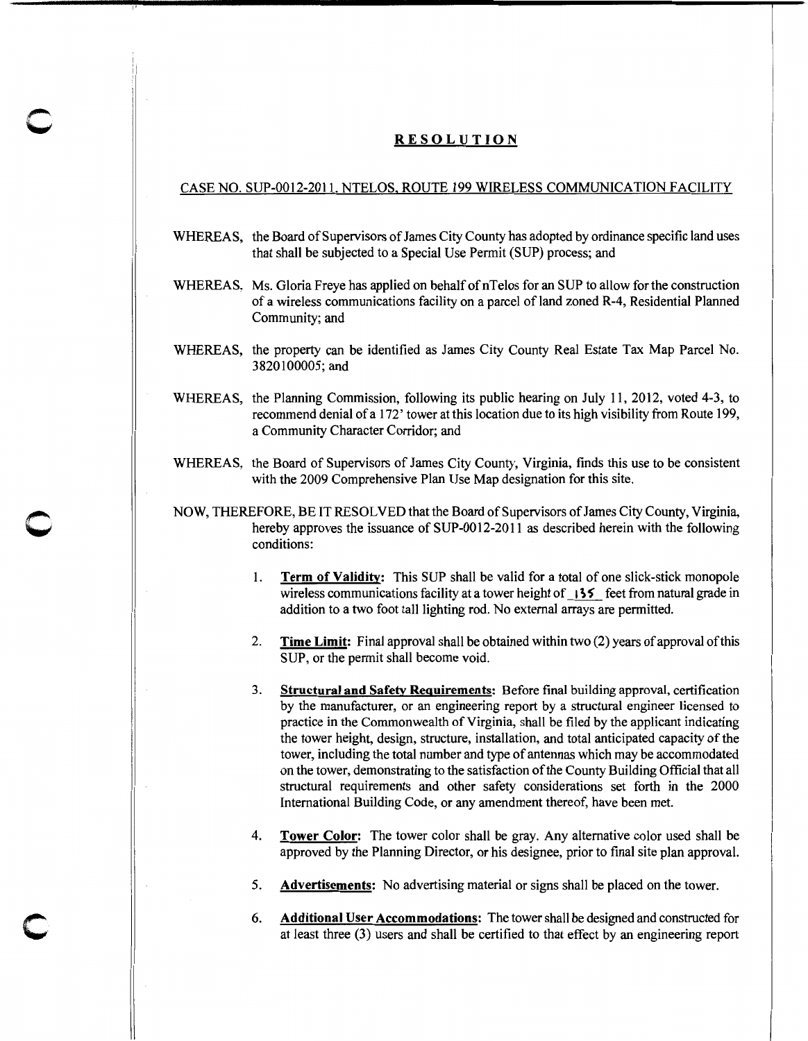# RESOLUTION

## CASE NO. SUP-0012-2011, NTELOS, ROUTE 199 WIRELESS COMMUNICATION FACILITY

WHEREAS, the Board of Supervisors of James City County has adopted by ordinance specific land uses that shall be subjected to a Special Use Permit (SUP) process; and

WHEREAS, Ms. Gloria Freye has applied on behalf of nTelos for an SUP to allow for the construction of a wireless communications facility on a parcel of land zoned R-4, Residential Planned Community; and

WHEREAS, the property can be identified as James City County Real Estate Tax Map Parcel No. 3820100005; and

WHEREAS, the Planning Commission, following its public hearing on July 11, 2012, voted 4-3, to recommend denial of a 172' tower at this location due to its high visibility from Route 199, a Community Character Corridor; and

WHEREAS, the Board of Supervisors of James City County, Virginia, finds this use to be consistent with the 2009 Comprehensive Plan Use Map designation for this site.

NOW, THEREFORE, BE IT RESOLVED that the Board of Supervisors of James City County, Virginia, hereby approves the issuance of SUP-0012-2011 as described herein with the following conditions:

1. **Term of Validity:** This SUP shall be valid for a total of one slick-stick monopole wireless communications facility at a tower height of 135 feet from natural grade in addition to a two foot tall lighting rod. No external arrays are permitted.

2. **Time Limit:** Final approval shall be obtained within two (2) years of approval of this SUP, or the permit shall become void.

3. **Structural and Safety Requirements:** Before final building approval, certification by the manufacturer, or an engineering report by a structural engineer licensed to practice in the Commonwealth of Virginia, shall be filed by the applicant indicating the tower height, design, structure, installation, and total anticipated capacity of the tower, including the total number and type of antennas which may be accommodated on the tower, demonstrating to the satisfaction of the County Building Official that all structural requirements and other safety considerations set forth in the 2000 International Building Code, or any amendment thereof, have been met.

4. **Tower Color:** The tower color shall be gray. Any alternative color used shall be approved by the Planning Director, or his designee, prior to final site plan approval.

5. **Advertisements:** No advertising material or signs shall be placed on the tower.

6. **Additional User Accommodations:** The tower shall be designed and constructed for at least three (3) users and shall be certified to that effect by an engineering report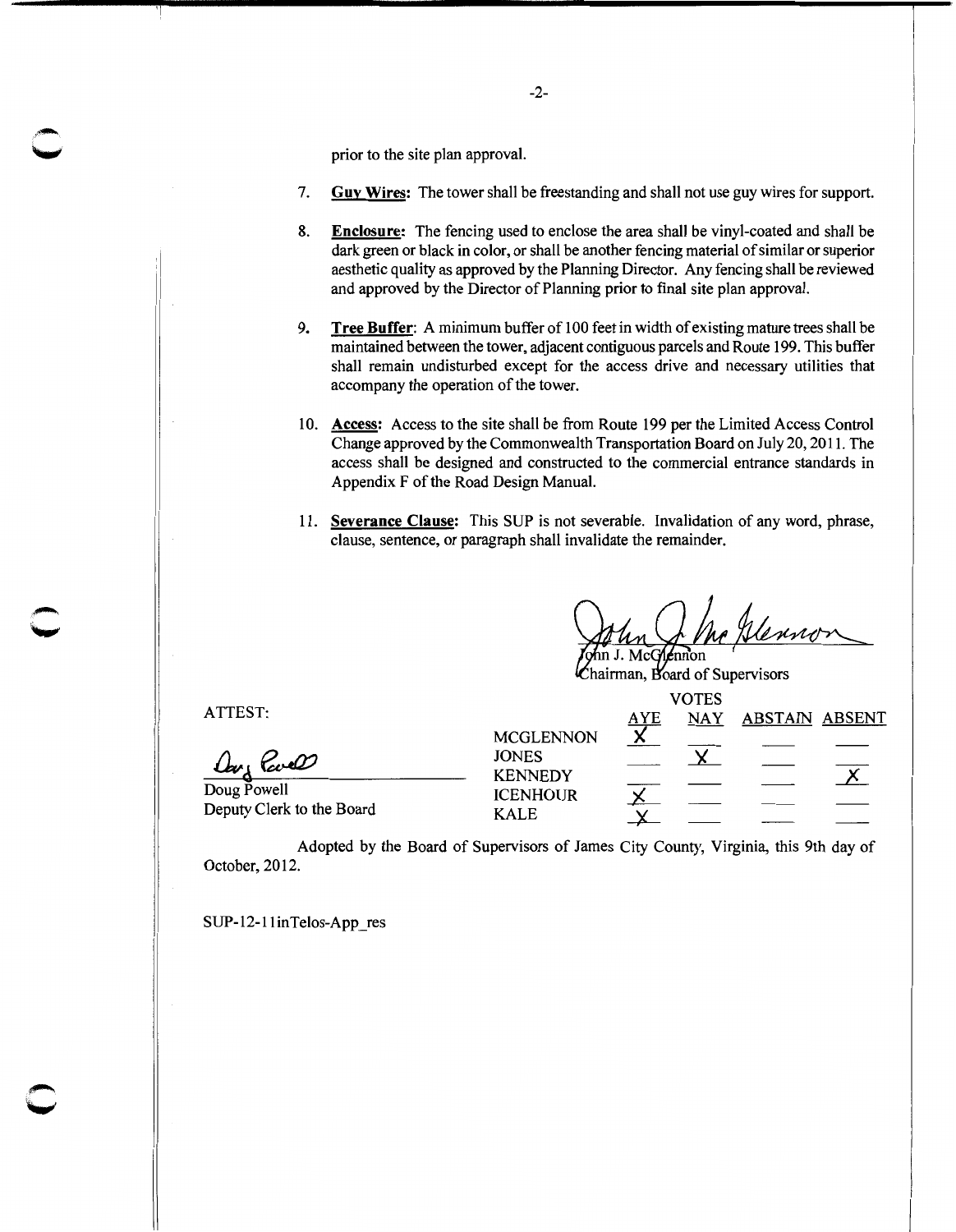prior to the site plan approval.

7. **Guy Wires:** The tower shall be freestanding and shall not use guy wires for support.

8. **Enclosure:** The fencing used to enclose the area shall be vinyl-coated and shall be dark green or black in color, or shall be another fencing material of similar or superior aesthetic quality as approved by the Planning Director. Any fencing shall be reviewed and approved by the Director of Planning prior to final site plan approval.

9. **Tree Buffer:** A minimum buffer of 100 feet in width of existing mature trees shall be maintained between the tower, adjacent contiguous parcels and Route 199. This buffer shall remain undisturbed except for the access drive and necessary utilities that accompany the operation of the tower.

10. **Access:** Access to the site shall be from Route 199 per the Limited Access Control Change approved by the Commonwealth Transportation Board on July 20, 2011. The access shall be designed and constructed to the commercial entrance standards in Appendix F of the Road Design Manual.

11. **Severance Clause:** This SUP is not severable. Invalidation of any word, phrase, clause, sentence, or paragraph shall invalidate the remainder.

John J. McGlennon
Chairman, Board of Supervisors

ATTEST:

Doug Powell
Deputy Clerk to the Board

| VOTES | AYE | NAY | ABSTAIN | ABSENT |
|---|---|---|---|---|
| MCGLENNON | X | | | |
| JONES | | X | | |
| KENNEDY | | | | X |
| ICENHOUR | X | | | |
| KALE | X | | | |

Adopted by the Board of Supervisors of James City County, Virginia, this 9th day of October, 2012.

SUP-12-11inTelos-App_res